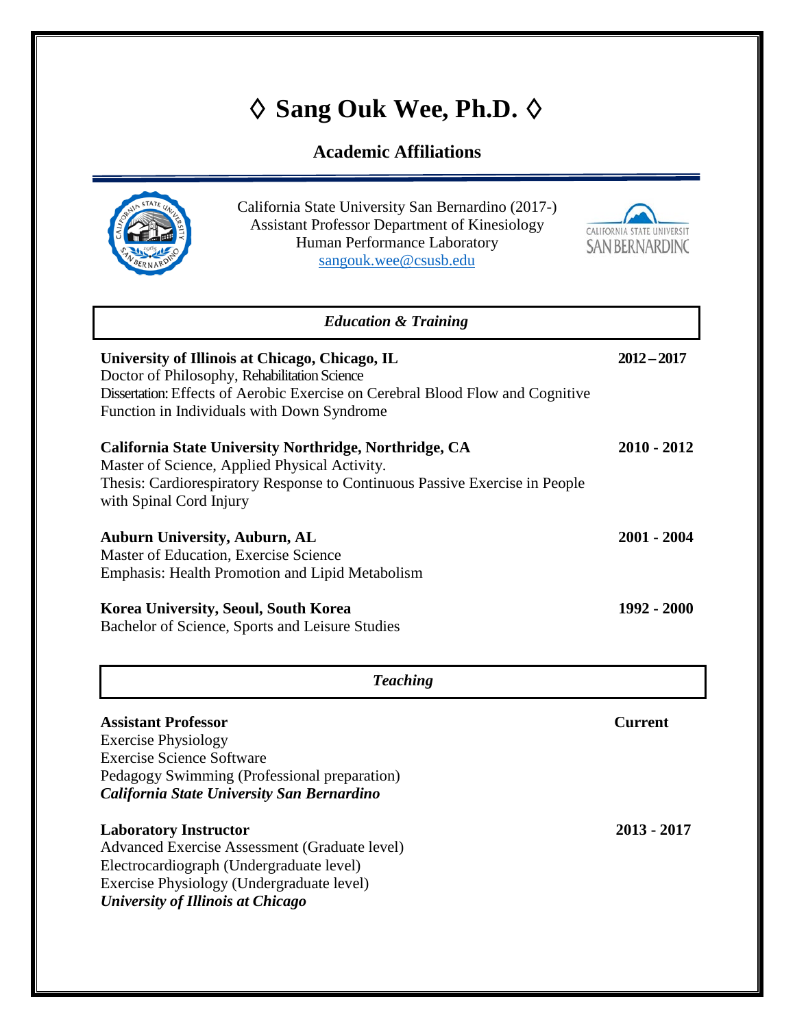# ◊ Sang Ouk Wee, Ph.D. ◊

## Academic Affiliations

California State University San Bernardino (2017-)
Assistant Professor Department of Kinesiology
Human Performance Laboratory
sangouk.wee@csusb.edu

### *Education & Training*

**University of Illinois at Chicago, Chicago, IL** **2012 – 2017**
Doctor of Philosophy, Rehabilitation Science
Dissertation: Effects of Aerobic Exercise on Cerebral Blood Flow and Cognitive Function in Individuals with Down Syndrome

**California State University Northridge, Northridge, CA** **2010 - 2012**
Master of Science, Applied Physical Activity.
Thesis: Cardiorespiratory Response to Continuous Passive Exercise in People with Spinal Cord Injury

**Auburn University, Auburn, AL** **2001 - 2004**
Master of Education, Exercise Science
Emphasis: Health Promotion and Lipid Metabolism

**Korea University, Seoul, South Korea** **1992 - 2000**
Bachelor of Science, Sports and Leisure Studies

### *Teaching*

**Assistant Professor** **Current**
Exercise Physiology
Exercise Science Software
Pedagogy Swimming (Professional preparation)
***California State University San Bernardino***

**Laboratory Instructor** **2013 - 2017**
Advanced Exercise Assessment (Graduate level)
Electrocardiograph (Undergraduate level)
Exercise Physiology (Undergraduate level)
***University of Illinois at Chicago***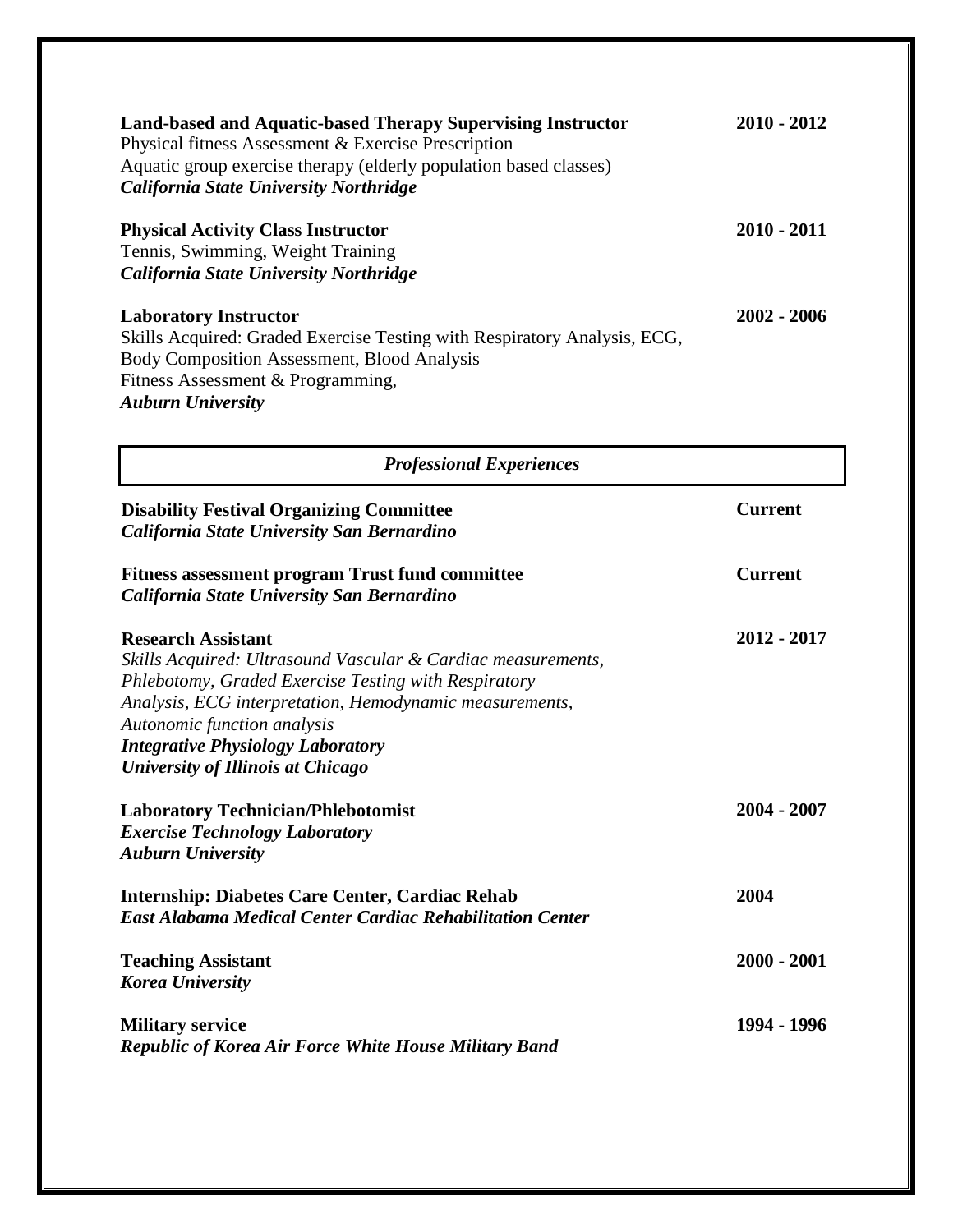**Land-based and Aquatic-based Therapy Supervising Instructor** **2010 - 2012**
Physical fitness Assessment & Exercise Prescription
Aquatic group exercise therapy (elderly population based classes)
***California State University Northridge***

**Physical Activity Class Instructor** **2010 - 2011**
Tennis, Swimming, Weight Training
***California State University Northridge***

**Laboratory Instructor** **2002 - 2006**
Skills Acquired: Graded Exercise Testing with Respiratory Analysis, ECG,
Body Composition Assessment, Blood Analysis
Fitness Assessment & Programming,
***Auburn University***

## *Professional Experiences*

**Disability Festival Organizing Committee** **Current**
***California State University San Bernardino***

**Fitness assessment program Trust fund committee** **Current**
***California State University San Bernardino***

**Research Assistant** **2012 - 2017**
*Skills Acquired: Ultrasound Vascular & Cardiac measurements,*
*Phlebotomy, Graded Exercise Testing with Respiratory*
*Analysis, ECG interpretation, Hemodynamic measurements,*
*Autonomic function analysis*
***Integrative Physiology Laboratory***
***University of Illinois at Chicago***

**Laboratory Technician/Phlebotomist** **2004 - 2007**
***Exercise Technology Laboratory***
***Auburn University***

**Internship: Diabetes Care Center, Cardiac Rehab** **2004**
***East Alabama Medical Center Cardiac Rehabilitation Center***

**Teaching Assistant** **2000 - 2001**
***Korea University***

**Military service** **1994 - 1996**
***Republic of Korea Air Force White House Military Band***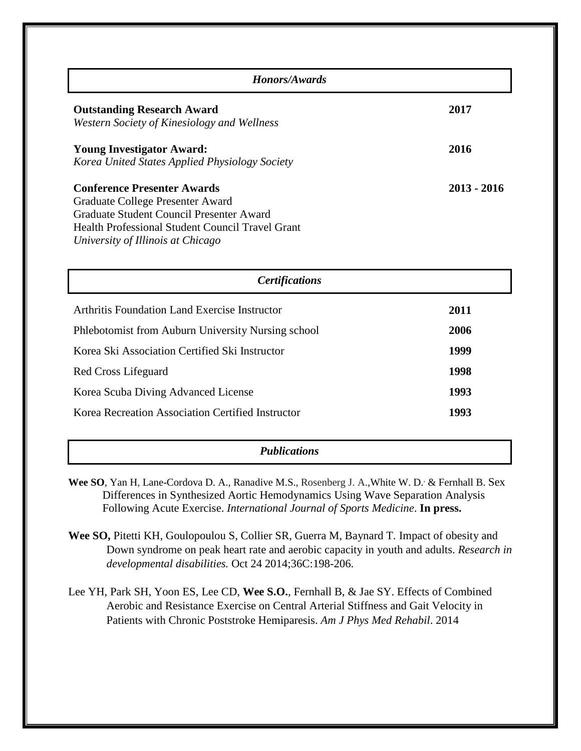## *Honors/Awards*

**Outstanding Research Award** **2017**
*Western Society of Kinesiology and Wellness*

**Young Investigator Award:** **2016**
*Korea United States Applied Physiology Society*

**Conference Presenter Awards** **2013 - 2016**
Graduate College Presenter Award
Graduate Student Council Presenter Award
Health Professional Student Council Travel Grant
*University of Illinois at Chicago*

## *Certifications*

| | |
|---|---|
| Arthritis Foundation Land Exercise Instructor | **2011** |
| Phlebotomist from Auburn University Nursing school | **2006** |
| Korea Ski Association Certified Ski Instructor | **1999** |
| Red Cross Lifeguard | **1998** |
| Korea Scuba Diving Advanced License | **1993** |
| Korea Recreation Association Certified Instructor | **1993** |

## *Publications*

**Wee SO**, Yan H, Lane-Cordova D. A., Ranadive M.S., Rosenberg J. A.,White W. D., & Fernhall B. Sex Differences in Synthesized Aortic Hemodynamics Using Wave Separation Analysis Following Acute Exercise. *International Journal of Sports Medicine*. **In press.**

**Wee SO,** Pitetti KH, Goulopoulou S, Collier SR, Guerra M, Baynard T. Impact of obesity and Down syndrome on peak heart rate and aerobic capacity in youth and adults. *Research in developmental disabilities.* Oct 24 2014;36C:198-206.

Lee YH, Park SH, Yoon ES, Lee CD, **Wee S.O.**, Fernhall B, & Jae SY. Effects of Combined Aerobic and Resistance Exercise on Central Arterial Stiffness and Gait Velocity in Patients with Chronic Poststroke Hemiparesis. *Am J Phys Med Rehabil*. 2014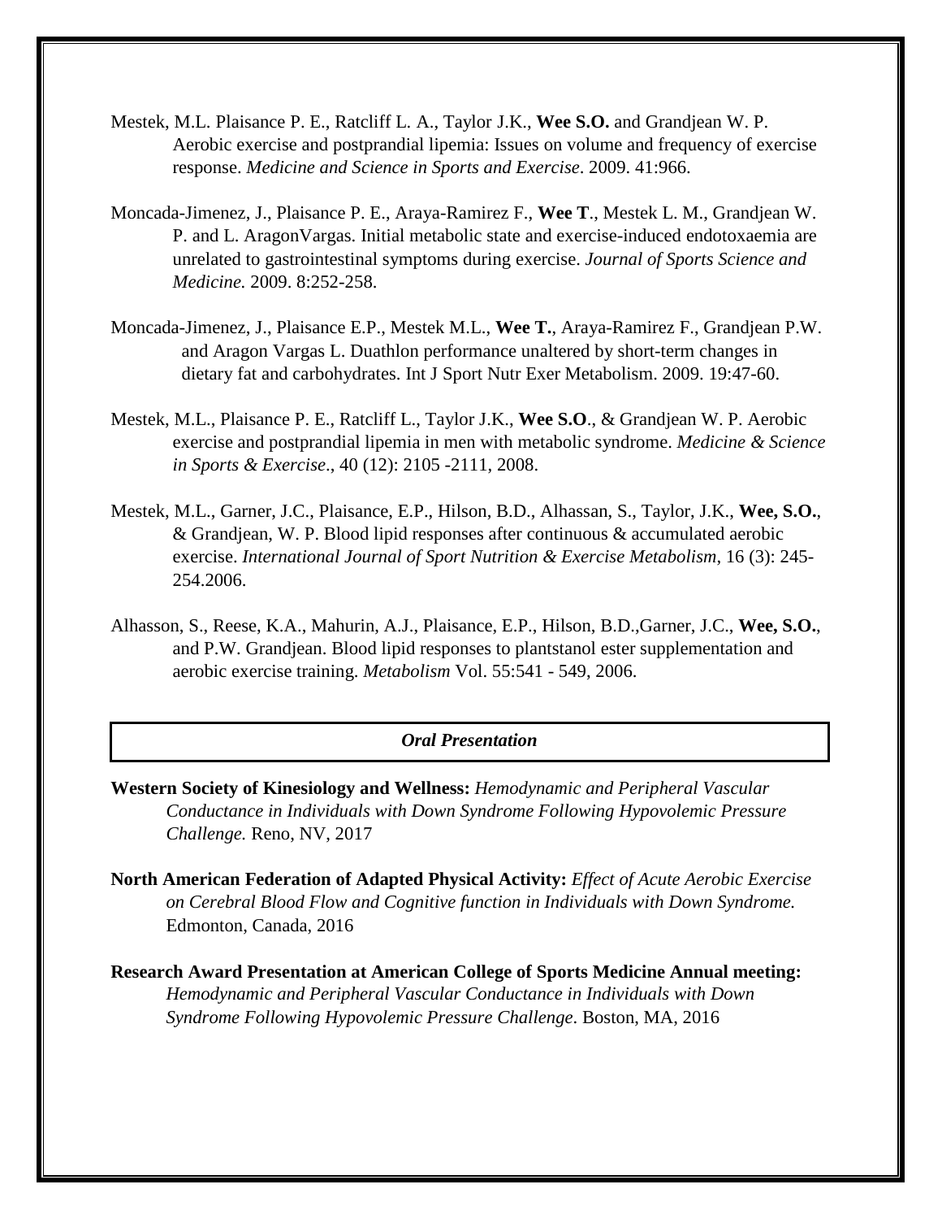Mestek, M.L. Plaisance P. E., Ratcliff L. A., Taylor J.K., **Wee S.O.** and Grandjean W. P. Aerobic exercise and postprandial lipemia: Issues on volume and frequency of exercise response. *Medicine and Science in Sports and Exercise*. 2009. 41:966.

Moncada-Jimenez, J., Plaisance P. E., Araya-Ramirez F., **Wee T**., Mestek L. M., Grandjean W. P. and L. AragonVargas. Initial metabolic state and exercise-induced endotoxaemia are unrelated to gastrointestinal symptoms during exercise. *Journal of Sports Science and Medicine.* 2009. 8:252-258.

Moncada-Jimenez, J., Plaisance E.P., Mestek M.L., **Wee T.**, Araya-Ramirez F., Grandjean P.W. and Aragon Vargas L. Duathlon performance unaltered by short-term changes in dietary fat and carbohydrates. Int J Sport Nutr Exer Metabolism. 2009. 19:47-60.

Mestek, M.L., Plaisance P. E., Ratcliff L., Taylor J.K., **Wee S.O**., & Grandjean W. P. Aerobic exercise and postprandial lipemia in men with metabolic syndrome. *Medicine & Science in Sports & Exercise*., 40 (12): 2105 -2111, 2008.

Mestek, M.L., Garner, J.C., Plaisance, E.P., Hilson, B.D., Alhassan, S., Taylor, J.K., **Wee, S.O.**, & Grandjean, W. P. Blood lipid responses after continuous & accumulated aerobic exercise. *International Journal of Sport Nutrition & Exercise Metabolism*, 16 (3): 245-254.2006.

Alhasson, S., Reese, K.A., Mahurin, A.J., Plaisance, E.P., Hilson, B.D.,Garner, J.C., **Wee, S.O.**, and P.W. Grandjean. Blood lipid responses to plantstanol ester supplementation and aerobic exercise training. *Metabolism* Vol. 55:541 - 549, 2006.

## *Oral Presentation*

**Western Society of Kinesiology and Wellness:** *Hemodynamic and Peripheral Vascular Conductance in Individuals with Down Syndrome Following Hypovolemic Pressure Challenge.* Reno, NV, 2017

**North American Federation of Adapted Physical Activity:** *Effect of Acute Aerobic Exercise on Cerebral Blood Flow and Cognitive function in Individuals with Down Syndrome.* Edmonton, Canada, 2016

**Research Award Presentation at American College of Sports Medicine Annual meeting:** *Hemodynamic and Peripheral Vascular Conductance in Individuals with Down Syndrome Following Hypovolemic Pressure Challenge*. Boston, MA, 2016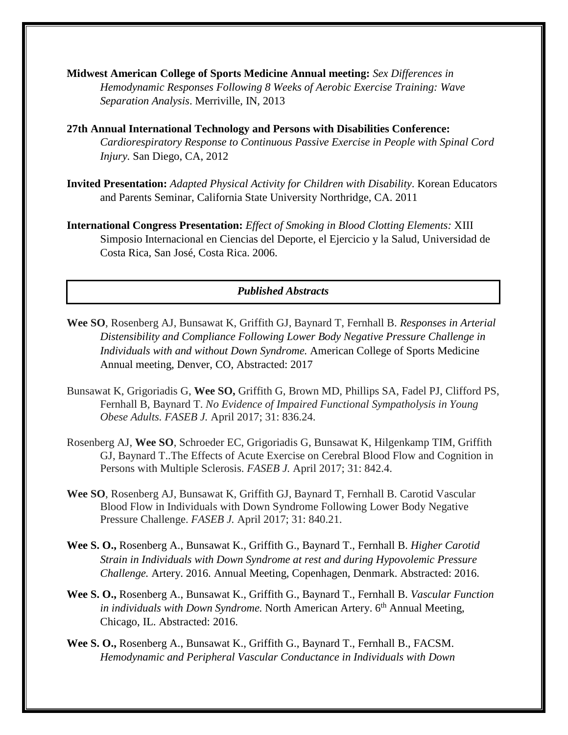**Midwest American College of Sports Medicine Annual meeting:** *Sex Differences in Hemodynamic Responses Following 8 Weeks of Aerobic Exercise Training: Wave Separation Analysis*. Merriville, IN, 2013

**27th Annual International Technology and Persons with Disabilities Conference:** *Cardiorespiratory Response to Continuous Passive Exercise in People with Spinal Cord Injury.* San Diego, CA, 2012

**Invited Presentation:** *Adapted Physical Activity for Children with Disability*. Korean Educators and Parents Seminar, California State University Northridge, CA. 2011

**International Congress Presentation:** *Effect of Smoking in Blood Clotting Elements:* XIII Simposio Internacional en Ciencias del Deporte, el Ejercicio y la Salud, Universidad de Costa Rica, San José, Costa Rica. 2006.

## *Published Abstracts*

**Wee SO**, Rosenberg AJ, Bunsawat K, Griffith GJ, Baynard T, Fernhall B. *Responses in Arterial Distensibility and Compliance Following Lower Body Negative Pressure Challenge in Individuals with and without Down Syndrome.* American College of Sports Medicine Annual meeting, Denver, CO, Abstracted: 2017

Bunsawat K, Grigoriadis G, **Wee SO,** Griffith G, Brown MD, Phillips SA, Fadel PJ, Clifford PS, Fernhall B, Baynard T. *No Evidence of Impaired Functional Sympatholysis in Young Obese Adults. FASEB J.* April 2017; 31: 836.24.

Rosenberg AJ, **Wee SO**, Schroeder EC, Grigoriadis G, Bunsawat K, Hilgenkamp TIM, Griffith GJ, Baynard T..The Effects of Acute Exercise on Cerebral Blood Flow and Cognition in Persons with Multiple Sclerosis. *FASEB J.* April 2017; 31: 842.4.

**Wee SO**, Rosenberg AJ, Bunsawat K, Griffith GJ, Baynard T, Fernhall B. Carotid Vascular Blood Flow in Individuals with Down Syndrome Following Lower Body Negative Pressure Challenge. *FASEB J.* April 2017; 31: 840.21.

**Wee S. O.,** Rosenberg A., Bunsawat K., Griffith G., Baynard T., Fernhall B. *Higher Carotid Strain in Individuals with Down Syndrome at rest and during Hypovolemic Pressure Challenge.* Artery. 2016. Annual Meeting, Copenhagen, Denmark. Abstracted: 2016.

**Wee S. O.,** Rosenberg A., Bunsawat K., Griffith G., Baynard T., Fernhall B. *Vascular Function in individuals with Down Syndrome.* North American Artery. 6th Annual Meeting, Chicago, IL. Abstracted: 2016.

**Wee S. O.,** Rosenberg A., Bunsawat K., Griffith G., Baynard T., Fernhall B., FACSM. *Hemodynamic and Peripheral Vascular Conductance in Individuals with Down*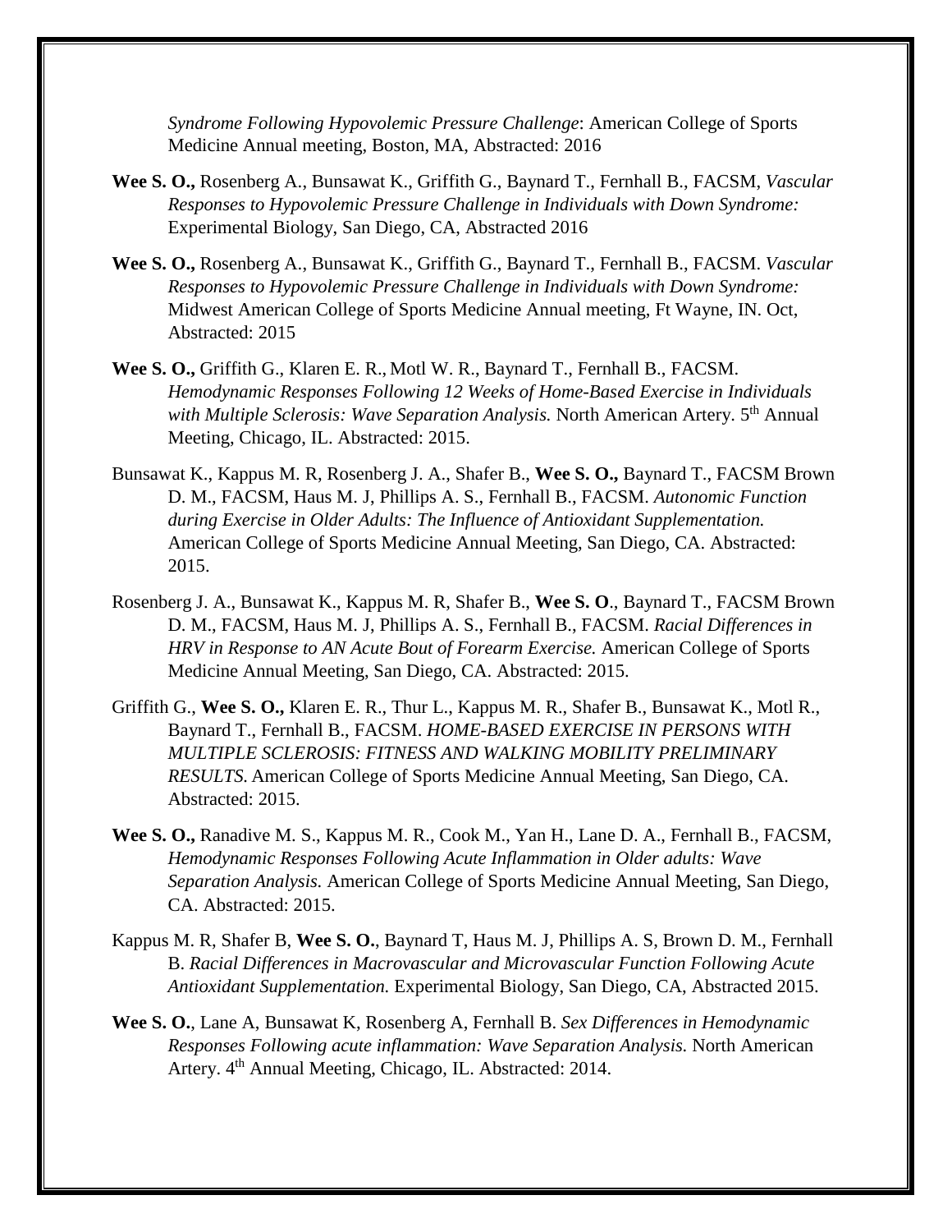*Syndrome Following Hypovolemic Pressure Challenge*: American College of Sports Medicine Annual meeting, Boston, MA, Abstracted: 2016

**Wee S. O.,** Rosenberg A., Bunsawat K., Griffith G., Baynard T., Fernhall B., FACSM, *Vascular Responses to Hypovolemic Pressure Challenge in Individuals with Down Syndrome:* Experimental Biology, San Diego, CA, Abstracted 2016

**Wee S. O.,** Rosenberg A., Bunsawat K., Griffith G., Baynard T., Fernhall B., FACSM. *Vascular Responses to Hypovolemic Pressure Challenge in Individuals with Down Syndrome:* Midwest American College of Sports Medicine Annual meeting, Ft Wayne, IN. Oct, Abstracted: 2015

**Wee S. O.,** Griffith G., Klaren E. R., Motl W. R., Baynard T., Fernhall B., FACSM. *Hemodynamic Responses Following 12 Weeks of Home-Based Exercise in Individuals with Multiple Sclerosis: Wave Separation Analysis.* North American Artery. 5th Annual Meeting, Chicago, IL. Abstracted: 2015.

Bunsawat K., Kappus M. R, Rosenberg J. A., Shafer B., **Wee S. O.,** Baynard T., FACSM Brown D. M., FACSM, Haus M. J, Phillips A. S., Fernhall B., FACSM. *Autonomic Function during Exercise in Older Adults: The Influence of Antioxidant Supplementation.* American College of Sports Medicine Annual Meeting, San Diego, CA. Abstracted: 2015.

Rosenberg J. A., Bunsawat K., Kappus M. R, Shafer B., **Wee S. O**., Baynard T., FACSM Brown D. M., FACSM, Haus M. J, Phillips A. S., Fernhall B., FACSM. *Racial Differences in HRV in Response to AN Acute Bout of Forearm Exercise.* American College of Sports Medicine Annual Meeting, San Diego, CA. Abstracted: 2015.

Griffith G., **Wee S. O.,** Klaren E. R., Thur L., Kappus M. R., Shafer B., Bunsawat K., Motl R., Baynard T., Fernhall B., FACSM. *HOME-BASED EXERCISE IN PERSONS WITH MULTIPLE SCLEROSIS: FITNESS AND WALKING MOBILITY PRELIMINARY RESULTS.* American College of Sports Medicine Annual Meeting, San Diego, CA. Abstracted: 2015.

**Wee S. O.,** Ranadive M. S., Kappus M. R., Cook M., Yan H., Lane D. A., Fernhall B., FACSM, *Hemodynamic Responses Following Acute Inflammation in Older adults: Wave Separation Analysis.* American College of Sports Medicine Annual Meeting, San Diego, CA. Abstracted: 2015.

Kappus M. R, Shafer B, **Wee S. O.**, Baynard T, Haus M. J, Phillips A. S, Brown D. M., Fernhall B. *Racial Differences in Macrovascular and Microvascular Function Following Acute Antioxidant Supplementation.* Experimental Biology, San Diego, CA, Abstracted 2015.

**Wee S. O.**, Lane A, Bunsawat K, Rosenberg A, Fernhall B. *Sex Differences in Hemodynamic Responses Following acute inflammation: Wave Separation Analysis.* North American Artery. 4th Annual Meeting, Chicago, IL. Abstracted: 2014.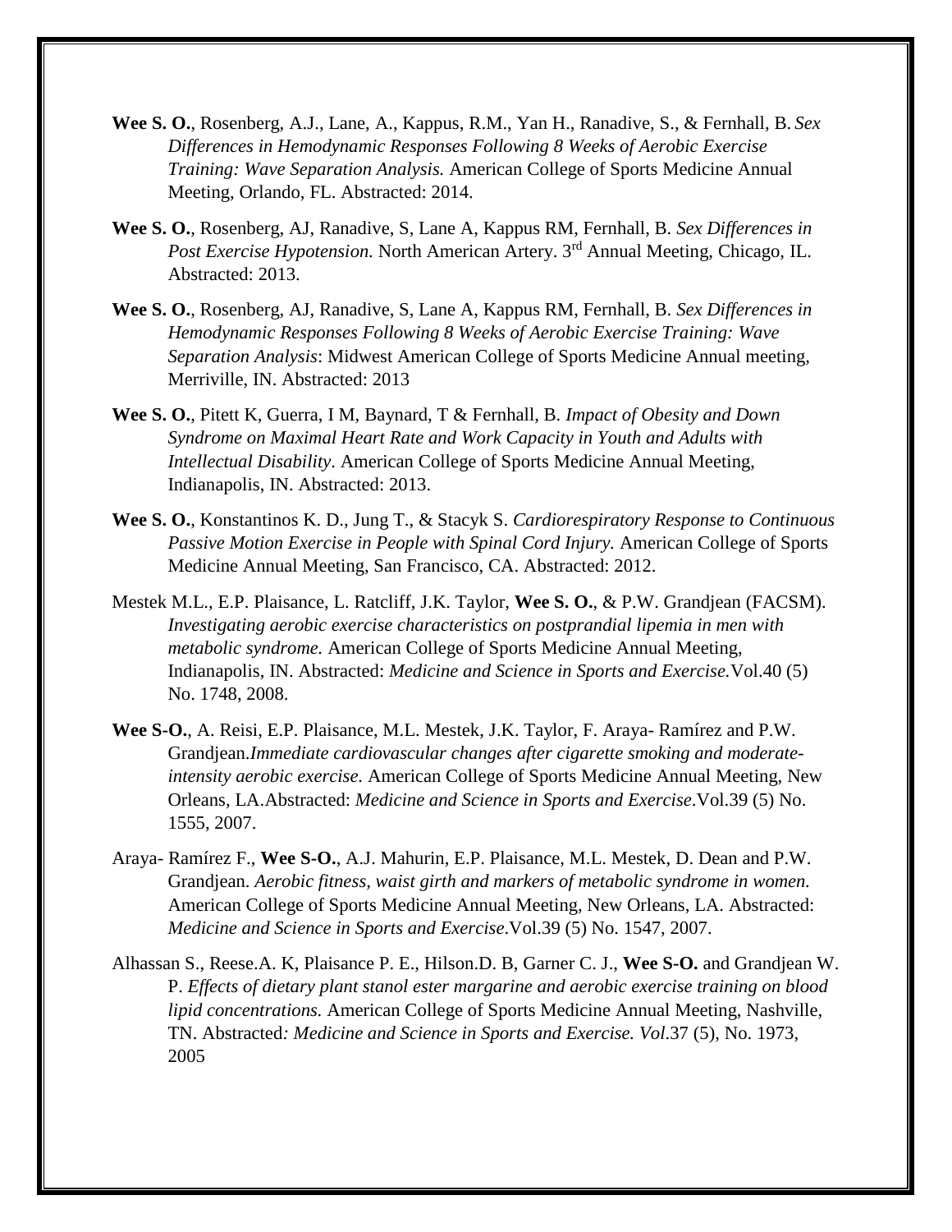**Wee S. O.**, Rosenberg, A.J., Lane, A., Kappus, R.M., Yan H., Ranadive, S., & Fernhall, B. *Sex Differences in Hemodynamic Responses Following 8 Weeks of Aerobic Exercise Training: Wave Separation Analysis.* American College of Sports Medicine Annual Meeting, Orlando, FL. Abstracted: 2014.

**Wee S. O.**, Rosenberg, AJ, Ranadive, S, Lane A, Kappus RM, Fernhall, B. *Sex Differences in Post Exercise Hypotension.* North American Artery. 3rd Annual Meeting, Chicago, IL. Abstracted: 2013.

**Wee S. O.**, Rosenberg, AJ, Ranadive, S, Lane A, Kappus RM, Fernhall, B. *Sex Differences in Hemodynamic Responses Following 8 Weeks of Aerobic Exercise Training: Wave Separation Analysis*: Midwest American College of Sports Medicine Annual meeting, Merriville, IN. Abstracted: 2013

**Wee S. O.**, Pitett K, Guerra, I M, Baynard, T & Fernhall, B. *Impact of Obesity and Down Syndrome on Maximal Heart Rate and Work Capacity in Youth and Adults with Intellectual Disability.* American College of Sports Medicine Annual Meeting, Indianapolis, IN. Abstracted: 2013.

**Wee S. O.**, Konstantinos K. D., Jung T., & Stacyk S. *Cardiorespiratory Response to Continuous Passive Motion Exercise in People with Spinal Cord Injury.* American College of Sports Medicine Annual Meeting, San Francisco, CA. Abstracted: 2012.

Mestek M.L., E.P. Plaisance, L. Ratcliff, J.K. Taylor, **Wee S. O.**, & P.W. Grandjean (FACSM). *Investigating aerobic exercise characteristics on postprandial lipemia in men with metabolic syndrome.* American College of Sports Medicine Annual Meeting, Indianapolis, IN. Abstracted: *Medicine and Science in Sports and Exercise.*Vol.40 (5) No. 1748, 2008.

**Wee S-O.**, A. Reisi, E.P. Plaisance, M.L. Mestek, J.K. Taylor, F. Araya- Ramírez and P.W. Grandjean.*Immediate cardiovascular changes after cigarette smoking and moderate-intensity aerobic exercise.* American College of Sports Medicine Annual Meeting, New Orleans, LA.Abstracted: *Medicine and Science in Sports and Exercise*.Vol.39 (5) No. 1555, 2007.

Araya- Ramírez F., **Wee S-O.**, A.J. Mahurin, E.P. Plaisance, M.L. Mestek, D. Dean and P.W. Grandjean. *Aerobic fitness, waist girth and markers of metabolic syndrome in women.* American College of Sports Medicine Annual Meeting, New Orleans, LA. Abstracted: *Medicine and Science in Sports and Exercise*.Vol.39 (5) No. 1547, 2007.

Alhassan S., Reese.A. K, Plaisance P. E., Hilson.D. B, Garner C. J., **Wee S-O.** and Grandjean W. P. *Effects of dietary plant stanol ester margarine and aerobic exercise training on blood lipid concentrations.* American College of Sports Medicine Annual Meeting, Nashville, TN. Abstracted*: Medicine and Science in Sports and Exercise. Vol*.37 (5), No. 1973, 2005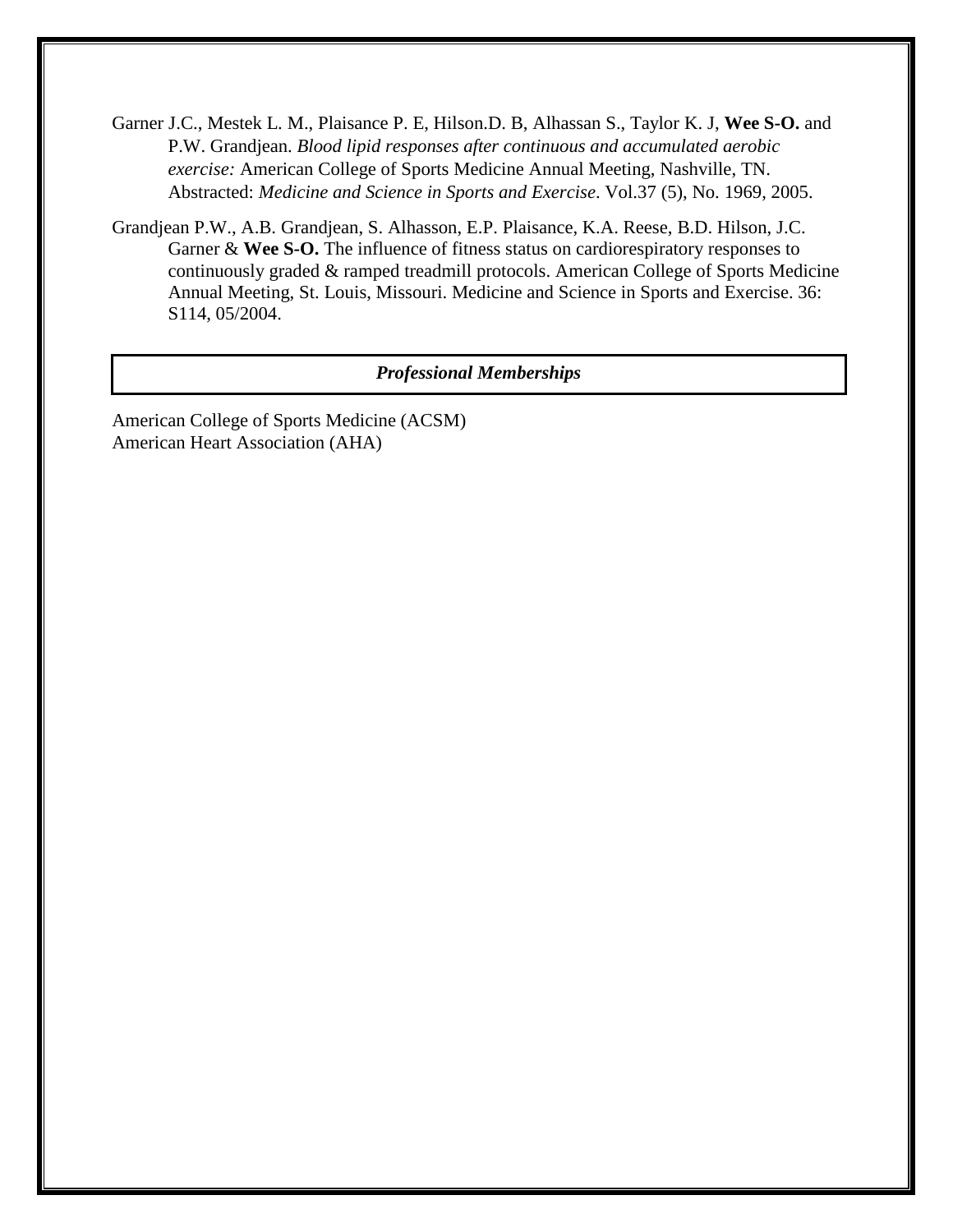Garner J.C., Mestek L. M., Plaisance P. E, Hilson.D. B, Alhassan S., Taylor K. J, **Wee S-O.** and P.W. Grandjean. *Blood lipid responses after continuous and accumulated aerobic exercise:* American College of Sports Medicine Annual Meeting, Nashville, TN. Abstracted: *Medicine and Science in Sports and Exercise*. Vol.37 (5), No. 1969, 2005.

Grandjean P.W., A.B. Grandjean, S. Alhasson, E.P. Plaisance, K.A. Reese, B.D. Hilson, J.C. Garner & **Wee S-O.** The influence of fitness status on cardiorespiratory responses to continuously graded & ramped treadmill protocols. American College of Sports Medicine Annual Meeting, St. Louis, Missouri. Medicine and Science in Sports and Exercise. 36: S114, 05/2004.

## ***Professional Memberships***

American College of Sports Medicine (ACSM)
American Heart Association (AHA)